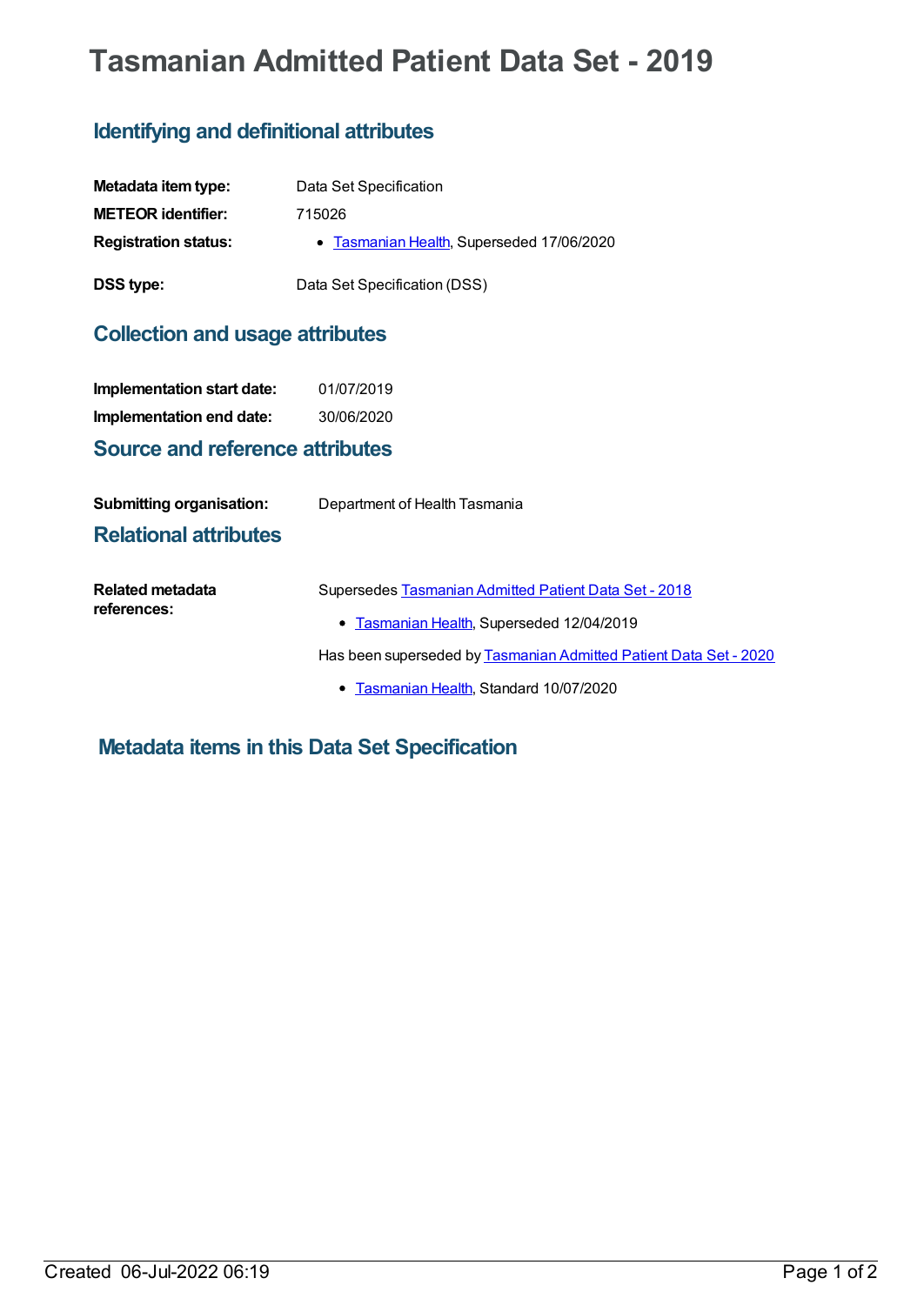# Tasmanian Admitted Patient Data Set - 2019

## Identifying and definitional attributes

**Metadata item type:** Data Set Specification

**METEOR identifier:** 715026

**Registration status:**
- Tasmanian Health, Superseded 17/06/2020

**DSS type:** Data Set Specification (DSS)

## Collection and usage attributes

**Implementation start date:** 01/07/2019

**Implementation end date:** 30/06/2020

## Source and reference attributes

**Submitting organisation:** Department of Health Tasmania

## Relational attributes

**Related metadata references:**

Supersedes Tasmanian Admitted Patient Data Set - 2018
- Tasmanian Health, Superseded 12/04/2019

Has been superseded by Tasmanian Admitted Patient Data Set - 2020
- Tasmanian Health, Standard 10/07/2020

## Metadata items in this Data Set Specification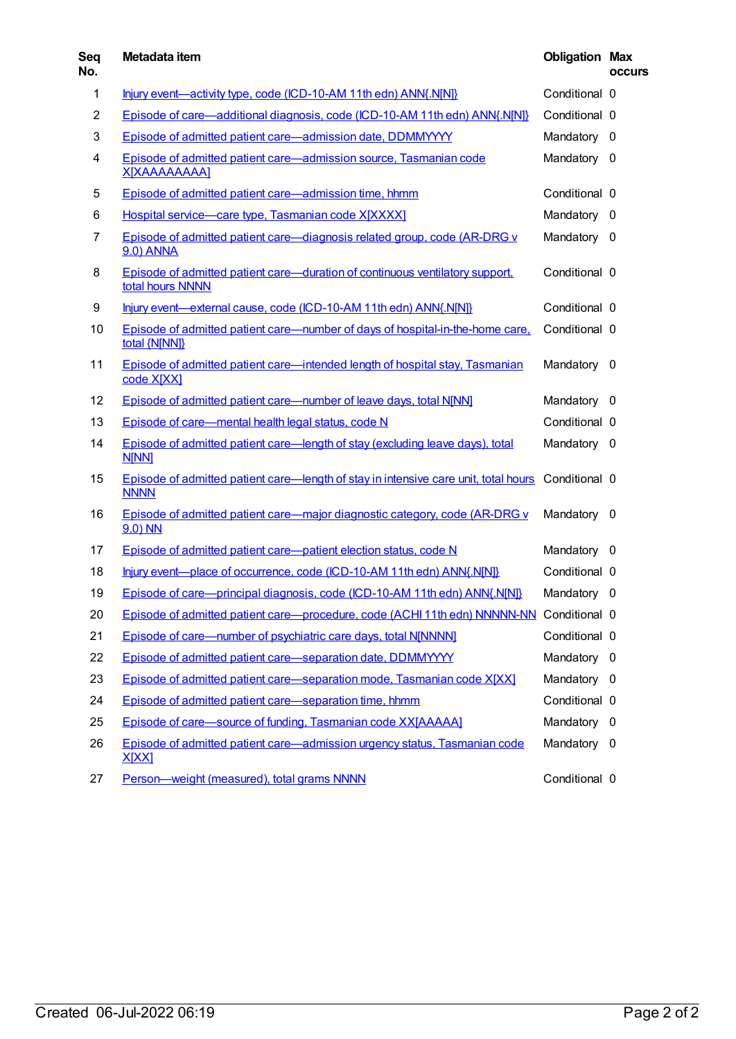| Seq No. | Metadata item | Obligation | Max occurs |
|---|---|---|---|
| 1 | Injury event—activity type, code (ICD-10-AM 11th edn) ANN{.N[N]} | Conditional | 0 |
| 2 | Episode of care—additional diagnosis, code (ICD-10-AM 11th edn) ANN{.N[N]} | Conditional | 0 |
| 3 | Episode of admitted patient care—admission date, DDMMYYYY | Mandatory | 0 |
| 4 | Episode of admitted patient care—admission source, Tasmanian code X[XAAAAAAAA] | Mandatory | 0 |
| 5 | Episode of admitted patient care—admission time, hhmm | Conditional | 0 |
| 6 | Hospital service—care type, Tasmanian code X[XXXX] | Mandatory | 0 |
| 7 | Episode of admitted patient care—diagnosis related group, code (AR-DRG v 9.0) ANNA | Mandatory | 0 |
| 8 | Episode of admitted patient care—duration of continuous ventilatory support, total hours NNNN | Conditional | 0 |
| 9 | Injury event—external cause, code (ICD-10-AM 11th edn) ANN{.N[N]} | Conditional | 0 |
| 10 | Episode of admitted patient care—number of days of hospital-in-the-home care, total {N[NN]} | Conditional | 0 |
| 11 | Episode of admitted patient care—intended length of hospital stay, Tasmanian code X[XX] | Mandatory | 0 |
| 12 | Episode of admitted patient care—number of leave days, total N[NN] | Mandatory | 0 |
| 13 | Episode of care—mental health legal status, code N | Conditional | 0 |
| 14 | Episode of admitted patient care—length of stay (excluding leave days), total N[NN] | Mandatory | 0 |
| 15 | Episode of admitted patient care—length of stay in intensive care unit, total hours NNNN | Conditional | 0 |
| 16 | Episode of admitted patient care—major diagnostic category, code (AR-DRG v 9.0) NN | Mandatory | 0 |
| 17 | Episode of admitted patient care—patient election status, code N | Mandatory | 0 |
| 18 | Injury event—place of occurrence, code (ICD-10-AM 11th edn) ANN{.N[N]} | Conditional | 0 |
| 19 | Episode of care—principal diagnosis, code (ICD-10-AM 11th edn) ANN{.N[N]} | Mandatory | 0 |
| 20 | Episode of admitted patient care—procedure, code (ACHI 11th edn) NNNNN-NN | Conditional | 0 |
| 21 | Episode of care—number of psychiatric care days, total N[NNNN] | Conditional | 0 |
| 22 | Episode of admitted patient care—separation date, DDMMYYYY | Mandatory | 0 |
| 23 | Episode of admitted patient care—separation mode, Tasmanian code X[XX] | Mandatory | 0 |
| 24 | Episode of admitted patient care—separation time, hhmm | Conditional | 0 |
| 25 | Episode of care—source of funding, Tasmanian code XX[AAAAA] | Mandatory | 0 |
| 26 | Episode of admitted patient care—admission urgency status, Tasmanian code X[XX] | Mandatory | 0 |
| 27 | Person—weight (measured), total grams NNNN | Conditional | 0 |

Created 06-Jul-2022 06:19